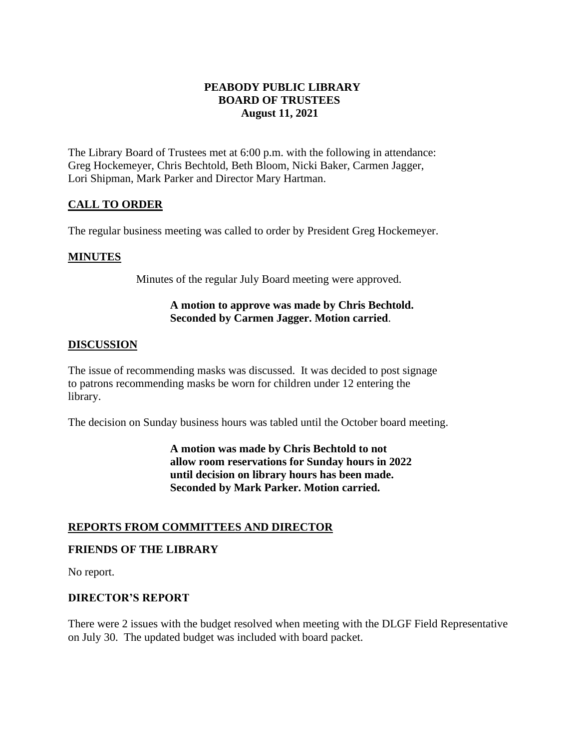# PEABODY PUBLIC LIBRARY
# BOARD OF TRUSTEES
**August 11, 2021**

The Library Board of Trustees met at 6:00 p.m. with the following in attendance: Greg Hockemeyer, Chris Bechtold, Beth Bloom, Nicki Baker, Carmen Jagger, Lori Shipman, Mark Parker and Director Mary Hartman.

## CALL TO ORDER

The regular business meeting was called to order by President Greg Hockemeyer.

## MINUTES

Minutes of the regular July Board meeting were approved.

**A motion to approve was made by Chris Bechtold. Seconded by Carmen Jagger. Motion carried**.

## DISCUSSION

The issue of recommending masks was discussed. It was decided to post signage to patrons recommending masks be worn for children under 12 entering the library.

The decision on Sunday business hours was tabled until the October board meeting.

**A motion was made by Chris Bechtold to not allow room reservations for Sunday hours in 2022 until decision on library hours has been made. Seconded by Mark Parker. Motion carried.**

## REPORTS FROM COMMITTEES AND DIRECTOR

### FRIENDS OF THE LIBRARY

No report.

### DIRECTOR'S REPORT

There were 2 issues with the budget resolved when meeting with the DLGF Field Representative on July 30. The updated budget was included with board packet.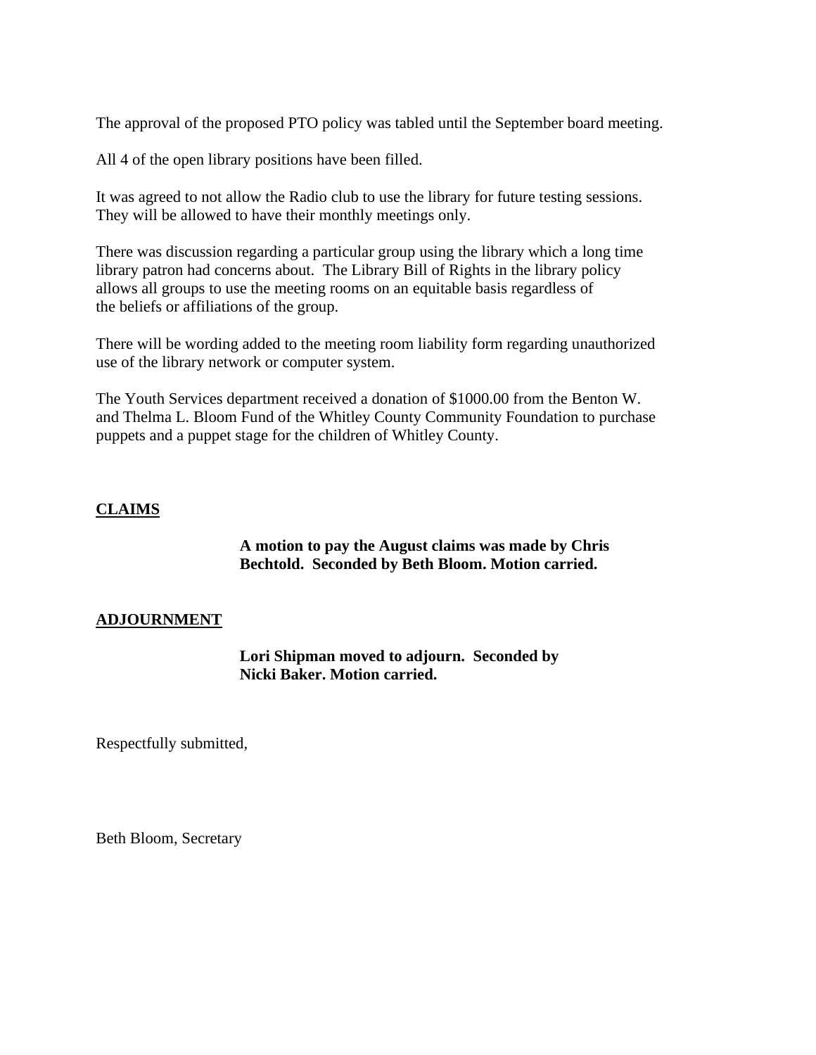The approval of the proposed PTO policy was tabled until the September board meeting.

All 4 of the open library positions have been filled.

It was agreed to not allow the Radio club to use the library for future testing sessions. They will be allowed to have their monthly meetings only.

There was discussion regarding a particular group using the library which a long time library patron had concerns about. The Library Bill of Rights in the library policy allows all groups to use the meeting rooms on an equitable basis regardless of the beliefs or affiliations of the group.

There will be wording added to the meeting room liability form regarding unauthorized use of the library network or computer system.

The Youth Services department received a donation of $1000.00 from the Benton W. and Thelma L. Bloom Fund of the Whitley County Community Foundation to purchase puppets and a puppet stage for the children of Whitley County.

## CLAIMS

**A motion to pay the August claims was made by Chris Bechtold. Seconded by Beth Bloom. Motion carried.**

## ADJOURNMENT

**Lori Shipman moved to adjourn. Seconded by Nicki Baker. Motion carried.**

Respectfully submitted,

Beth Bloom, Secretary